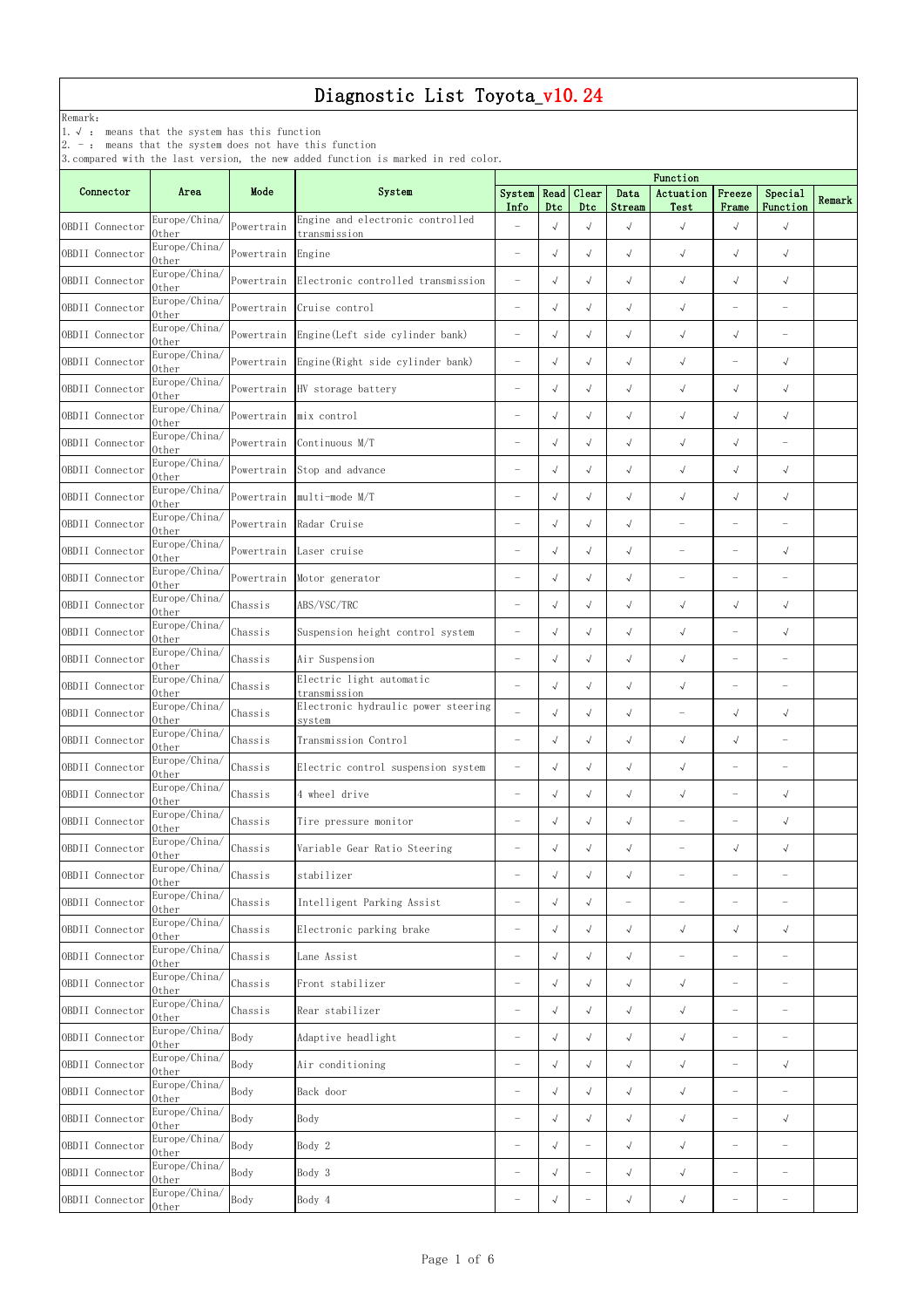# Diagnostic List Toyota_v10.24

Remark:
1. √ : means that the system has this function
2. － : means that the system does not have this function
3. compared with the last version, the new added function is marked in red color.

| Connector | Area | Mode | System | Function | | | | | | | Remark |
|---|---|---|---|---|---|---|---|---|---|---|---|
| | | | | System Info | Read Dtc | Clear Dtc | Data Stream | Actuation Test | Freeze Frame | Special Function | |
| OBDII Connector | Europe/China/Other | Powertrain | Engine and electronic controlled transmission | － | √ | √ | √ | √ | √ | √ | |
| OBDII Connector | Europe/China/Other | Powertrain | Engine | － | √ | √ | √ | √ | √ | √ | |
| OBDII Connector | Europe/China/Other | Powertrain | Electronic controlled transmission | － | √ | √ | √ | √ | √ | √ | |
| OBDII Connector | Europe/China/Other | Powertrain | Cruise control | － | √ | √ | √ | √ | － | － | |
| OBDII Connector | Europe/China/Other | Powertrain | Engine(Left side cylinder bank) | － | √ | √ | √ | √ | √ | － | |
| OBDII Connector | Europe/China/Other | Powertrain | Engine(Right side cylinder bank) | － | √ | √ | √ | √ | － | √ | |
| OBDII Connector | Europe/China/Other | Powertrain | HV storage battery | － | √ | √ | √ | √ | √ | √ | |
| OBDII Connector | Europe/China/Other | Powertrain | mix control | － | √ | √ | √ | √ | √ | √ | |
| OBDII Connector | Europe/China/Other | Powertrain | Continuous M/T | － | √ | √ | √ | √ | √ | － | |
| OBDII Connector | Europe/China/Other | Powertrain | Stop and advance | － | √ | √ | √ | √ | √ | √ | |
| OBDII Connector | Europe/China/Other | Powertrain | multi-mode M/T | － | √ | √ | √ | √ | √ | √ | |
| OBDII Connector | Europe/China/Other | Powertrain | Radar Cruise | － | √ | √ | √ | － | － | － | |
| OBDII Connector | Europe/China/Other | Powertrain | Laser cruise | － | √ | √ | √ | － | － | √ | |
| OBDII Connector | Europe/China/Other | Powertrain | Motor generator | － | √ | √ | √ | － | － | － | |
| OBDII Connector | Europe/China/Other | Chassis | ABS/VSC/TRC | － | √ | √ | √ | √ | √ | √ | |
| OBDII Connector | Europe/China/Other | Chassis | Suspension height control system | － | √ | √ | √ | √ | － | √ | |
| OBDII Connector | Europe/China/Other | Chassis | Air Suspension | － | √ | √ | √ | √ | － | － | |
| OBDII Connector | Europe/China/Other | Chassis | Electric light automatic transmission | － | √ | √ | √ | √ | － | － | |
| OBDII Connector | Europe/China/Other | Chassis | Electronic hydraulic power steering system | － | √ | √ | √ | － | √ | √ | |
| OBDII Connector | Europe/China/Other | Chassis | Transmission Control | － | √ | √ | √ | √ | √ | － | |
| OBDII Connector | Europe/China/Other | Chassis | Electric control suspension system | － | √ | √ | √ | √ | － | － | |
| OBDII Connector | Europe/China/Other | Chassis | 4 wheel drive | － | √ | √ | √ | √ | － | √ | |
| OBDII Connector | Europe/China/Other | Chassis | Tire pressure monitor | － | √ | √ | √ | － | － | √ | |
| OBDII Connector | Europe/China/Other | Chassis | Variable Gear Ratio Steering | － | √ | √ | √ | － | √ | √ | |
| OBDII Connector | Europe/China/Other | Chassis | stabilizer | － | √ | √ | √ | － | － | － | |
| OBDII Connector | Europe/China/Other | Chassis | Intelligent Parking Assist | － | √ | √ | － | － | － | － | |
| OBDII Connector | Europe/China/Other | Chassis | Electronic parking brake | － | √ | √ | √ | √ | √ | √ | |
| OBDII Connector | Europe/China/Other | Chassis | Lane Assist | － | √ | √ | √ | － | － | － | |
| OBDII Connector | Europe/China/Other | Chassis | Front stabilizer | － | √ | √ | √ | √ | － | － | |
| OBDII Connector | Europe/China/Other | Chassis | Rear stabilizer | － | √ | √ | √ | √ | － | － | |
| OBDII Connector | Europe/China/Other | Body | Adaptive headlight | － | √ | √ | √ | √ | － | － | |
| OBDII Connector | Europe/China/Other | Body | Air conditioning | － | √ | √ | √ | √ | － | √ | |
| OBDII Connector | Europe/China/Other | Body | Back door | － | √ | √ | √ | √ | － | － | |
| OBDII Connector | Europe/China/Other | Body | Body | － | √ | √ | √ | √ | － | √ | |
| OBDII Connector | Europe/China/Other | Body | Body 2 | － | √ | － | √ | √ | － | － | |
| OBDII Connector | Europe/China/Other | Body | Body 3 | － | √ | － | √ | √ | － | － | |
| OBDII Connector | Europe/China/Other | Body | Body 4 | － | √ | － | √ | √ | － | － | |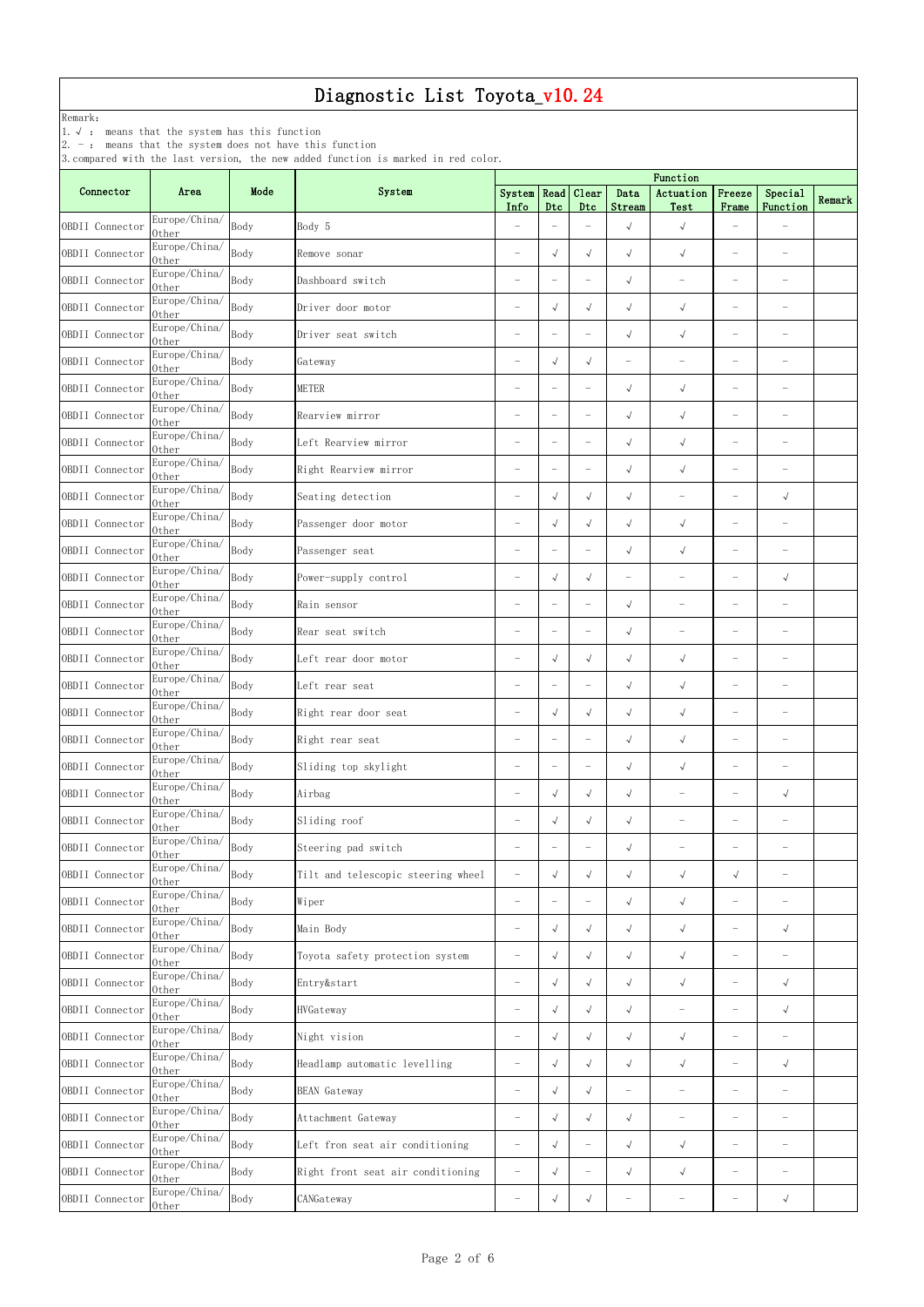# Diagnostic List Toyota_v10.24

Remark:
1. √ : means that the system has this function
2. – : means that the system does not have this function
3. compared with the last version, the new added function is marked in red color.

| Connector | Area | Mode | System | Function | | | | | | | Remark |
|---|---|---|---|---|---|---|---|---|---|---|---|
| | | | | System Info | Read Dtc | Clear Dtc | Data Stream | Actuation Test | Freeze Frame | Special Function | |
| OBDII Connector | Europe/China/Other | Body | Body 5 | – | – | – | √ | √ | – | – | |
| OBDII Connector | Europe/China/Other | Body | Remove sonar | – | √ | √ | √ | √ | – | – | |
| OBDII Connector | Europe/China/Other | Body | Dashboard switch | – | – | – | √ | – | – | – | |
| OBDII Connector | Europe/China/Other | Body | Driver door motor | – | √ | √ | √ | √ | – | – | |
| OBDII Connector | Europe/China/Other | Body | Driver seat switch | – | – | – | √ | √ | – | – | |
| OBDII Connector | Europe/China/Other | Body | Gateway | – | √ | √ | – | – | – | – | |
| OBDII Connector | Europe/China/Other | Body | METER | – | – | – | √ | √ | – | – | |
| OBDII Connector | Europe/China/Other | Body | Rearview mirror | – | – | – | √ | √ | – | – | |
| OBDII Connector | Europe/China/Other | Body | Left Rearview mirror | – | – | – | √ | √ | – | – | |
| OBDII Connector | Europe/China/Other | Body | Right Rearview mirror | – | – | – | √ | √ | – | – | |
| OBDII Connector | Europe/China/Other | Body | Seating detection | – | √ | √ | √ | – | – | √ | |
| OBDII Connector | Europe/China/Other | Body | Passenger door motor | – | √ | √ | √ | √ | – | – | |
| OBDII Connector | Europe/China/Other | Body | Passenger seat | – | – | – | √ | √ | – | – | |
| OBDII Connector | Europe/China/Other | Body | Power-supply control | – | √ | √ | – | – | – | √ | |
| OBDII Connector | Europe/China/Other | Body | Rain sensor | – | – | – | √ | – | – | – | |
| OBDII Connector | Europe/China/Other | Body | Rear seat switch | – | – | – | √ | – | – | – | |
| OBDII Connector | Europe/China/Other | Body | Left rear door motor | – | √ | √ | √ | √ | – | – | |
| OBDII Connector | Europe/China/Other | Body | Left rear seat | – | – | – | √ | √ | – | – | |
| OBDII Connector | Europe/China/Other | Body | Right rear door seat | – | √ | √ | √ | √ | – | – | |
| OBDII Connector | Europe/China/Other | Body | Right rear seat | – | – | – | √ | √ | – | – | |
| OBDII Connector | Europe/China/Other | Body | Sliding top skylight | – | – | – | √ | √ | – | – | |
| OBDII Connector | Europe/China/Other | Body | Airbag | – | √ | √ | √ | – | – | √ | |
| OBDII Connector | Europe/China/Other | Body | Sliding roof | – | √ | √ | √ | – | – | – | |
| OBDII Connector | Europe/China/Other | Body | Steering pad switch | – | – | – | √ | – | – | – | |
| OBDII Connector | Europe/China/Other | Body | Tilt and telescopic steering wheel | – | √ | √ | √ | √ | √ | – | |
| OBDII Connector | Europe/China/Other | Body | Wiper | – | – | – | √ | √ | – | – | |
| OBDII Connector | Europe/China/Other | Body | Main Body | – | √ | √ | √ | √ | – | √ | |
| OBDII Connector | Europe/China/Other | Body | Toyota safety protection system | – | √ | √ | √ | √ | – | – | |
| OBDII Connector | Europe/China/Other | Body | Entry&start | – | √ | √ | √ | √ | – | √ | |
| OBDII Connector | Europe/China/Other | Body | HVGateway | – | √ | √ | √ | – | – | √ | |
| OBDII Connector | Europe/China/Other | Body | Night vision | – | √ | √ | √ | √ | – | – | |
| OBDII Connector | Europe/China/Other | Body | Headlamp automatic levelling | – | √ | √ | √ | √ | – | √ | |
| OBDII Connector | Europe/China/Other | Body | BEAN Gateway | – | √ | √ | – | – | – | – | |
| OBDII Connector | Europe/China/Other | Body | Attachment Gateway | – | √ | √ | √ | – | – | – | |
| OBDII Connector | Europe/China/Other | Body | Left fron seat air conditioning | – | √ | – | √ | √ | – | – | |
| OBDII Connector | Europe/China/Other | Body | Right front seat air conditioning | – | √ | – | √ | √ | – | – | |
| OBDII Connector | Europe/China/Other | Body | CANGateway | – | √ | √ | – | – | – | √ | |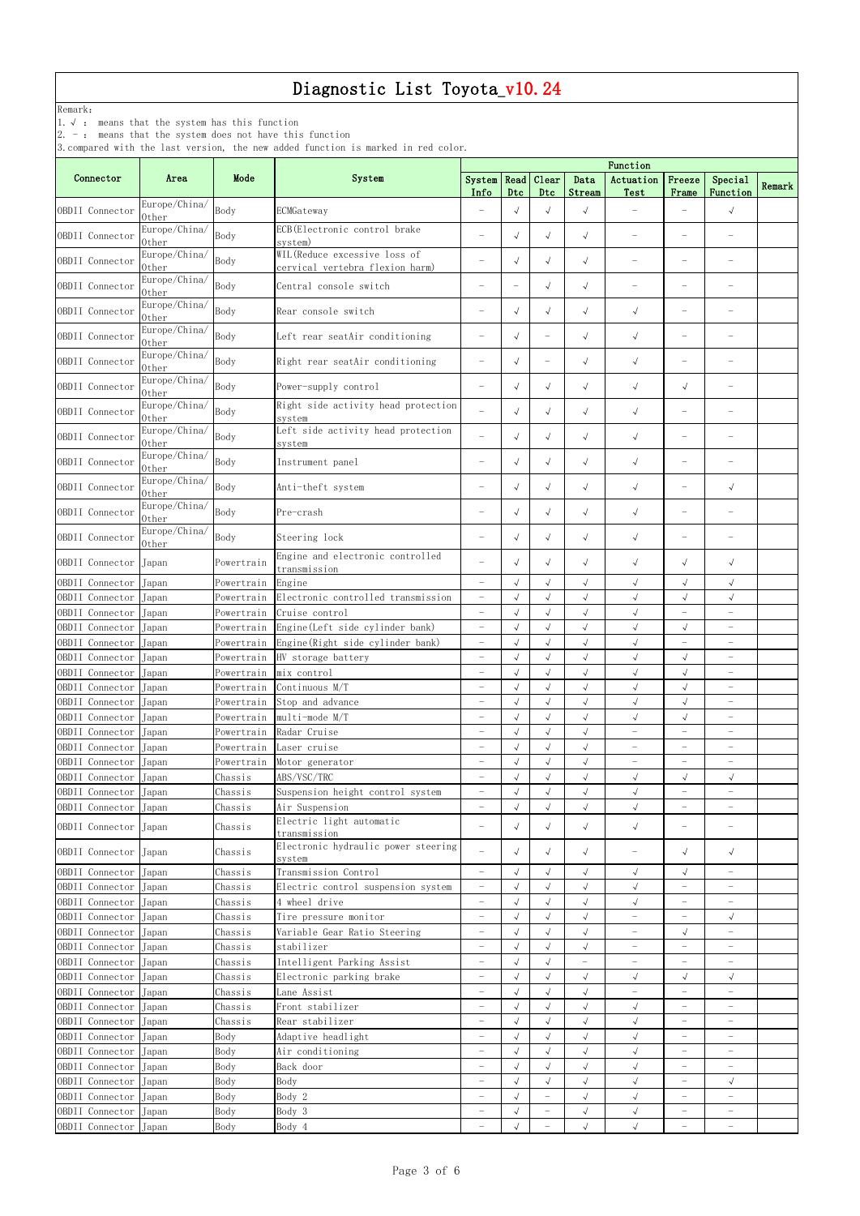# Diagnostic List Toyota_v10.24

Remark:
1. √ : means that the system has this function
2. － : means that the system does not have this function
3. compared with the last version, the new added function is marked in red color.

| Connector | Area | Mode | System | Function | | | | | | | Remark |
|---|---|---|---|---|---|---|---|---|---|---|---|
| | | | | System Info | Read Dtc | Clear Dtc | Data Stream | Actuation Test | Freeze Frame | Special Function | |
| OBDII Connector | Europe/China/Other | Body | ECMGateway | － | √ | √ | √ | － | － | √ | |
| OBDII Connector | Europe/China/Other | Body | ECB(Electronic control brake system) | － | √ | √ | √ | － | － | － | |
| OBDII Connector | Europe/China/Other | Body | WIL(Reduce excessive loss of cervical vertebra flexion harm) | － | √ | √ | √ | － | － | － | |
| OBDII Connector | Europe/China/Other | Body | Central console switch | － | － | √ | √ | － | － | － | |
| OBDII Connector | Europe/China/Other | Body | Rear console switch | － | √ | √ | √ | √ | － | － | |
| OBDII Connector | Europe/China/Other | Body | Left rear seatAir conditioning | － | √ | － | √ | √ | － | － | |
| OBDII Connector | Europe/China/Other | Body | Right rear seatAir conditioning | － | √ | － | √ | √ | － | － | |
| OBDII Connector | Europe/China/Other | Body | Power-supply control | － | √ | √ | √ | √ | √ | － | |
| OBDII Connector | Europe/China/Other | Body | Right side activity head protection system | － | √ | √ | √ | √ | － | － | |
| OBDII Connector | Europe/China/Other | Body | Left side activity head protection system | － | √ | √ | √ | √ | － | － | |
| OBDII Connector | Europe/China/Other | Body | Instrument panel | － | √ | √ | √ | √ | － | － | |
| OBDII Connector | Europe/China/Other | Body | Anti-theft system | － | √ | √ | √ | √ | － | √ | |
| OBDII Connector | Europe/China/Other | Body | Pre-crash | － | √ | √ | √ | √ | － | － | |
| OBDII Connector | Europe/China/Other | Body | Steering lock | － | √ | √ | √ | √ | － | － | |
| OBDII Connector | Japan | Powertrain | Engine and electronic controlled transmission | － | √ | √ | √ | √ | √ | √ | |
| OBDII Connector | Japan | Powertrain | Engine | － | √ | √ | √ | √ | √ | √ | |
| OBDII Connector | Japan | Powertrain | Electronic controlled transmission | － | √ | √ | √ | √ | √ | √ | |
| OBDII Connector | Japan | Powertrain | Cruise control | － | √ | √ | √ | √ | － | － | |
| OBDII Connector | Japan | Powertrain | Engine(Left side cylinder bank) | － | √ | √ | √ | √ | √ | － | |
| OBDII Connector | Japan | Powertrain | Engine(Right side cylinder bank) | － | √ | √ | √ | √ | － | － | |
| OBDII Connector | Japan | Powertrain | HV storage battery | － | √ | √ | √ | √ | √ | － | |
| OBDII Connector | Japan | Powertrain | mix control | － | √ | √ | √ | √ | √ | － | |
| OBDII Connector | Japan | Powertrain | Continuous M/T | － | √ | √ | √ | √ | √ | － | |
| OBDII Connector | Japan | Powertrain | Stop and advance | － | √ | √ | √ | √ | √ | － | |
| OBDII Connector | Japan | Powertrain | multi-mode M/T | － | √ | √ | √ | √ | √ | － | |
| OBDII Connector | Japan | Powertrain | Radar Cruise | － | √ | √ | √ | － | － | － | |
| OBDII Connector | Japan | Powertrain | Laser cruise | － | √ | √ | √ | － | － | － | |
| OBDII Connector | Japan | Powertrain | Motor generator | － | √ | √ | √ | － | － | － | |
| OBDII Connector | Japan | Chassis | ABS/VSC/TRC | － | √ | √ | √ | √ | √ | √ | |
| OBDII Connector | Japan | Chassis | Suspension height control system | － | √ | √ | √ | √ | － | － | |
| OBDII Connector | Japan | Chassis | Air Suspension | － | √ | √ | √ | √ | － | － | |
| OBDII Connector | Japan | Chassis | Electric light automatic transmission | － | √ | √ | √ | √ | － | － | |
| OBDII Connector | Japan | Chassis | Electronic hydraulic power steering system | － | √ | √ | √ | － | √ | √ | |
| OBDII Connector | Japan | Chassis | Transmission Control | － | √ | √ | √ | √ | √ | － | |
| OBDII Connector | Japan | Chassis | Electric control suspension system | － | √ | √ | √ | √ | － | － | |
| OBDII Connector | Japan | Chassis | 4 wheel drive | － | √ | √ | √ | √ | － | － | |
| OBDII Connector | Japan | Chassis | Tire pressure monitor | － | √ | √ | √ | － | － | √ | |
| OBDII Connector | Japan | Chassis | Variable Gear Ratio Steering | － | √ | √ | √ | － | √ | － | |
| OBDII Connector | Japan | Chassis | stabilizer | － | √ | √ | √ | － | － | － | |
| OBDII Connector | Japan | Chassis | Intelligent Parking Assist | － | √ | √ | － | － | － | － | |
| OBDII Connector | Japan | Chassis | Electronic parking brake | － | √ | √ | √ | √ | √ | √ | |
| OBDII Connector | Japan | Chassis | Lane Assist | － | √ | √ | √ | － | － | － | |
| OBDII Connector | Japan | Chassis | Front stabilizer | － | √ | √ | √ | √ | － | － | |
| OBDII Connector | Japan | Chassis | Rear stabilizer | － | √ | √ | √ | √ | － | － | |
| OBDII Connector | Japan | Body | Adaptive headlight | － | √ | √ | √ | √ | － | － | |
| OBDII Connector | Japan | Body | Air conditioning | － | √ | √ | √ | √ | － | － | |
| OBDII Connector | Japan | Body | Back door | － | √ | √ | √ | √ | － | － | |
| OBDII Connector | Japan | Body | Body | － | √ | √ | √ | √ | － | √ | |
| OBDII Connector | Japan | Body | Body 2 | － | √ | － | √ | √ | － | － | |
| OBDII Connector | Japan | Body | Body 3 | － | √ | － | √ | √ | － | － | |
| OBDII Connector | Japan | Body | Body 4 | － | √ | － | √ | √ | － | － | |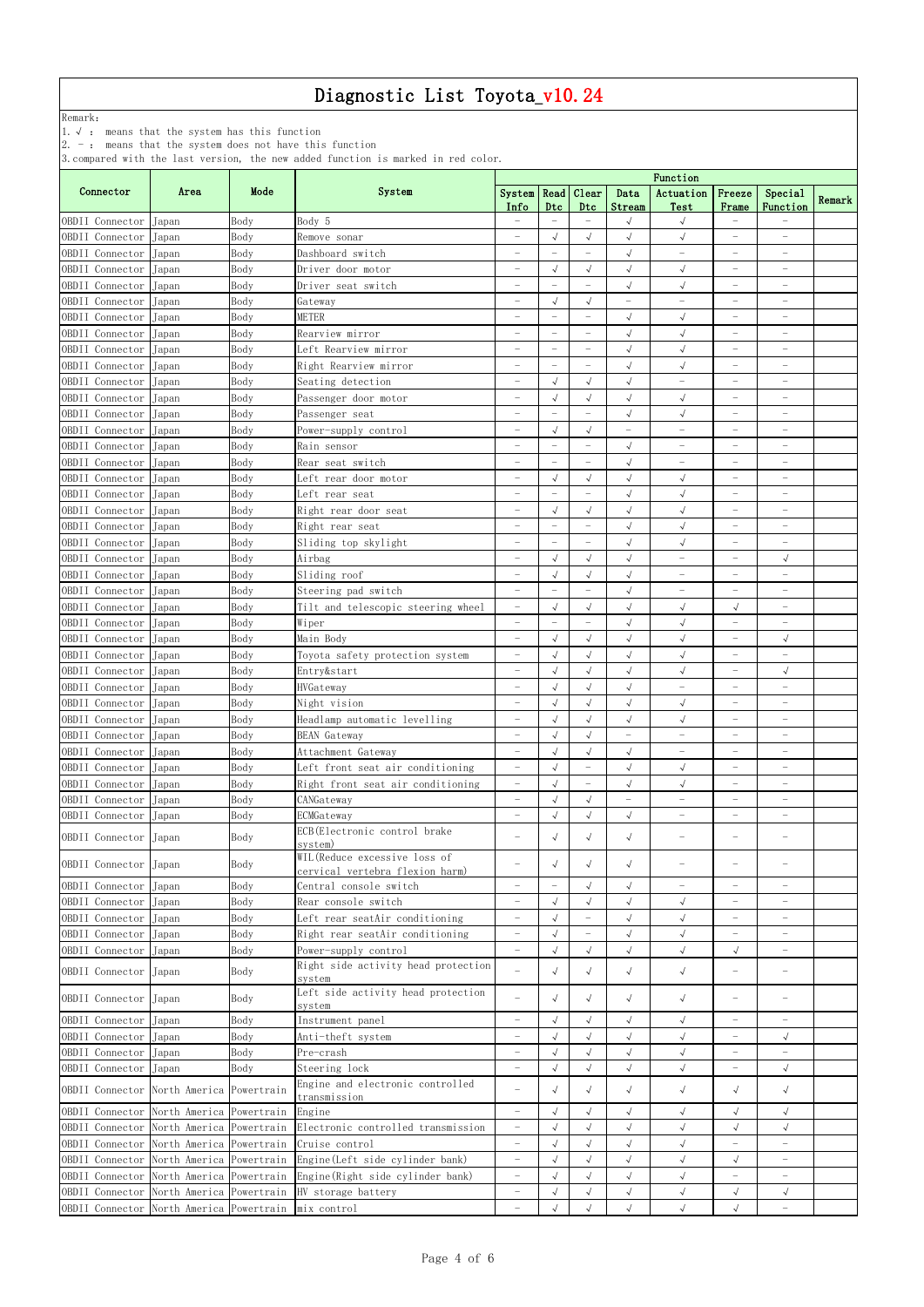# Diagnostic List Toyota_v10.24

Remark:
1. √ : means that the system has this function
2. − : means that the system does not have this function
3. compared with the last version, the new added function is marked in red color.

| Connector | Area | Mode | System | Function | | | | | | | Remark |
|---|---|---|---|---|---|---|---|---|---|---|---|
| | | | | System Info | Read Dtc | Clear Dtc | Data Stream | Actuation Test | Freeze Frame | Special Function | |
| OBDII Connector | Japan | Body | Body 5 | − | − | − | √ | √ | − | − | |
| OBDII Connector | Japan | Body | Remove sonar | − | √ | √ | √ | √ | − | − | |
| OBDII Connector | Japan | Body | Dashboard switch | − | − | − | √ | − | − | − | |
| OBDII Connector | Japan | Body | Driver door motor | − | √ | √ | √ | √ | − | − | |
| OBDII Connector | Japan | Body | Driver seat switch | − | − | − | √ | √ | − | − | |
| OBDII Connector | Japan | Body | Gateway | − | √ | √ | − | − | − | − | |
| OBDII Connector | Japan | Body | METER | − | − | − | √ | √ | − | − | |
| OBDII Connector | Japan | Body | Rearview mirror | − | − | − | √ | √ | − | − | |
| OBDII Connector | Japan | Body | Left Rearview mirror | − | − | − | √ | √ | − | − | |
| OBDII Connector | Japan | Body | Right Rearview mirror | − | − | − | √ | √ | − | − | |
| OBDII Connector | Japan | Body | Seating detection | − | √ | √ | √ | − | − | − | |
| OBDII Connector | Japan | Body | Passenger door motor | − | √ | √ | √ | √ | − | − | |
| OBDII Connector | Japan | Body | Passenger seat | − | − | − | √ | √ | − | − | |
| OBDII Connector | Japan | Body | Power-supply control | − | √ | √ | − | − | − | − | |
| OBDII Connector | Japan | Body | Rain sensor | − | − | − | √ | − | − | − | |
| OBDII Connector | Japan | Body | Rear seat switch | − | − | − | √ | − | − | − | |
| OBDII Connector | Japan | Body | Left rear door motor | − | √ | √ | √ | √ | − | − | |
| OBDII Connector | Japan | Body | Left rear seat | − | − | − | √ | √ | − | − | |
| OBDII Connector | Japan | Body | Right rear door seat | − | √ | √ | √ | √ | − | − | |
| OBDII Connector | Japan | Body | Right rear seat | − | − | − | √ | √ | − | − | |
| OBDII Connector | Japan | Body | Sliding top skylight | − | − | − | √ | √ | − | − | |
| OBDII Connector | Japan | Body | Airbag | − | √ | √ | √ | − | − | √ | |
| OBDII Connector | Japan | Body | Sliding roof | − | √ | √ | √ | − | − | − | |
| OBDII Connector | Japan | Body | Steering pad switch | − | − | − | √ | − | − | − | |
| OBDII Connector | Japan | Body | Tilt and telescopic steering wheel | − | √ | √ | √ | √ | √ | − | |
| OBDII Connector | Japan | Body | Wiper | − | − | − | √ | √ | − | − | |
| OBDII Connector | Japan | Body | Main Body | − | √ | √ | √ | √ | − | √ | |
| OBDII Connector | Japan | Body | Toyota safety protection system | − | √ | √ | √ | √ | − | − | |
| OBDII Connector | Japan | Body | Entry&start | − | √ | √ | √ | √ | − | √ | |
| OBDII Connector | Japan | Body | HVGateway | − | √ | √ | √ | − | − | − | |
| OBDII Connector | Japan | Body | Night vision | − | √ | √ | √ | √ | − | − | |
| OBDII Connector | Japan | Body | Headlamp automatic levelling | − | √ | √ | √ | √ | − | − | |
| OBDII Connector | Japan | Body | BEAN Gateway | − | √ | √ | − | − | − | − | |
| OBDII Connector | Japan | Body | Attachment Gateway | − | √ | √ | √ | − | − | − | |
| OBDII Connector | Japan | Body | Left front seat air conditioning | − | √ | − | √ | √ | − | − | |
| OBDII Connector | Japan | Body | Right front seat air conditioning | − | √ | − | √ | √ | − | − | |
| OBDII Connector | Japan | Body | CANGateway | − | √ | √ | − | − | − | − | |
| OBDII Connector | Japan | Body | ECMGateway | − | √ | √ | √ | − | − | − | |
| OBDII Connector | Japan | Body | ECB(Electronic control brake system) | − | √ | √ | √ | − | − | − | |
| OBDII Connector | Japan | Body | WIL(Reduce excessive loss of cervical vertebra flexion harm) | − | √ | √ | √ | − | − | − | |
| OBDII Connector | Japan | Body | Central console switch | − | − | √ | √ | − | − | − | |
| OBDII Connector | Japan | Body | Rear console switch | − | √ | √ | √ | √ | − | − | |
| OBDII Connector | Japan | Body | Left rear seatAir conditioning | − | √ | − | √ | √ | − | − | |
| OBDII Connector | Japan | Body | Right rear seatAir conditioning | − | √ | − | √ | √ | − | − | |
| OBDII Connector | Japan | Body | Power-supply control | − | √ | √ | √ | √ | √ | − | |
| OBDII Connector | Japan | Body | Right side activity head protection system | − | √ | √ | √ | √ | − | − | |
| OBDII Connector | Japan | Body | Left side activity head protection system | − | √ | √ | √ | √ | − | − | |
| OBDII Connector | Japan | Body | Instrument panel | − | √ | √ | √ | √ | − | − | |
| OBDII Connector | Japan | Body | Anti-theft system | − | √ | √ | √ | √ | − | √ | |
| OBDII Connector | Japan | Body | Pre-crash | − | √ | √ | √ | √ | − | − | |
| OBDII Connector | Japan | Body | Steering lock | − | √ | √ | √ | √ | − | √ | |
| OBDII Connector | North America | Powertrain | Engine and electronic controlled transmission | − | √ | √ | √ | √ | √ | √ | |
| OBDII Connector | North America | Powertrain | Engine | − | √ | √ | √ | √ | √ | √ | |
| OBDII Connector | North America | Powertrain | Electronic controlled transmission | − | √ | √ | √ | √ | √ | √ | |
| OBDII Connector | North America | Powertrain | Cruise control | − | √ | √ | √ | √ | − | − | |
| OBDII Connector | North America | Powertrain | Engine(Left side cylinder bank) | − | √ | √ | √ | √ | √ | − | |
| OBDII Connector | North America | Powertrain | Engine(Right side cylinder bank) | − | √ | √ | √ | √ | − | − | |
| OBDII Connector | North America | Powertrain | HV storage battery | − | √ | √ | √ | √ | √ | √ | |
| OBDII Connector | North America | Powertrain | mix control | − | √ | √ | √ | √ | √ | − | |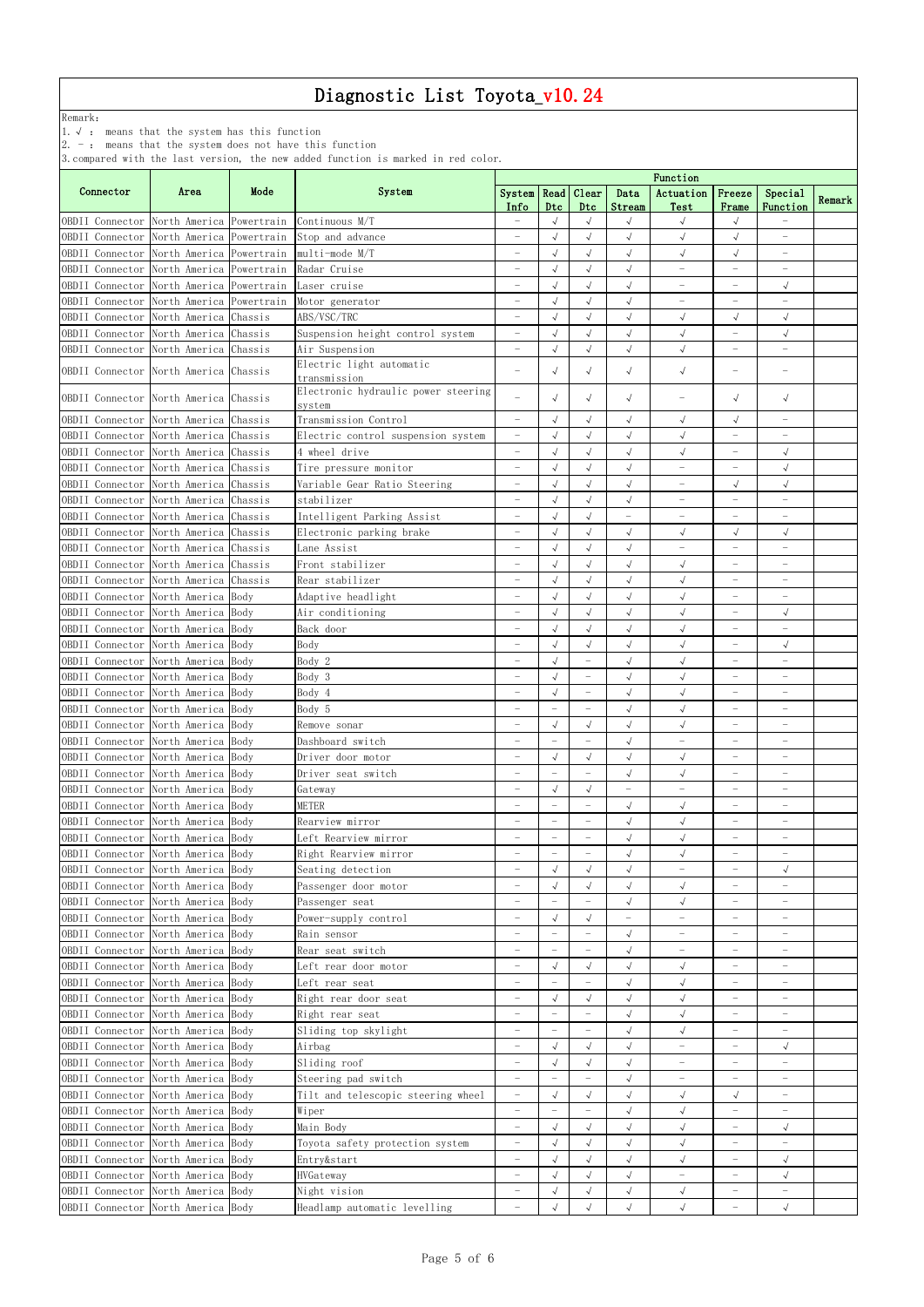# Diagnostic List Toyota_v10.24

Remark:
1. √ : means that the system has this function
2. - : means that the system does not have this function
3. compared with the last version, the new added function is marked in red color.

| Connector | Area | Mode | System | Function | | | | | | | Remark |
|---|---|---|---|---|---|---|---|---|---|---|---|
| | | | | System Info | Read Dtc | Clear Dtc | Data Stream | Actuation Test | Freeze Frame | Special Function | |
| OBDII Connector | North America | Powertrain | Continuous M/T | - | √ | √ | √ | √ | √ | - | |
| OBDII Connector | North America | Powertrain | Stop and advance | - | √ | √ | √ | √ | √ | - | |
| OBDII Connector | North America | Powertrain | multi-mode M/T | - | √ | √ | √ | √ | √ | - | |
| OBDII Connector | North America | Powertrain | Radar Cruise | - | √ | √ | √ | - | - | - | |
| OBDII Connector | North America | Powertrain | Laser cruise | - | √ | √ | √ | - | - | √ | |
| OBDII Connector | North America | Powertrain | Motor generator | - | √ | √ | √ | - | - | - | |
| OBDII Connector | North America | Chassis | ABS/VSC/TRC | - | √ | √ | √ | √ | √ | √ | |
| OBDII Connector | North America | Chassis | Suspension height control system | - | √ | √ | √ | √ | - | √ | |
| OBDII Connector | North America | Chassis | Air Suspension | - | √ | √ | √ | √ | - | - | |
| OBDII Connector | North America | Chassis | Electric light automatic transmission | - | √ | √ | √ | √ | - | - | |
| OBDII Connector | North America | Chassis | Electronic hydraulic power steering system | - | √ | √ | √ | - | √ | √ | |
| OBDII Connector | North America | Chassis | Transmission Control | - | √ | √ | √ | √ | √ | - | |
| OBDII Connector | North America | Chassis | Electric control suspension system | - | √ | √ | √ | √ | - | - | |
| OBDII Connector | North America | Chassis | 4 wheel drive | - | √ | √ | √ | √ | - | √ | |
| OBDII Connector | North America | Chassis | Tire pressure monitor | - | √ | √ | √ | - | - | √ | |
| OBDII Connector | North America | Chassis | Variable Gear Ratio Steering | - | √ | √ | √ | - | √ | √ | |
| OBDII Connector | North America | Chassis | stabilizer | - | √ | √ | √ | - | - | - | |
| OBDII Connector | North America | Chassis | Intelligent Parking Assist | - | √ | √ | - | - | - | - | |
| OBDII Connector | North America | Chassis | Electronic parking brake | - | √ | √ | √ | √ | √ | √ | |
| OBDII Connector | North America | Chassis | Lane Assist | - | √ | √ | √ | - | - | - | |
| OBDII Connector | North America | Chassis | Front stabilizer | - | √ | √ | √ | √ | - | - | |
| OBDII Connector | North America | Chassis | Rear stabilizer | - | √ | √ | √ | √ | - | - | |
| OBDII Connector | North America | Body | Adaptive headlight | - | √ | √ | √ | √ | - | - | |
| OBDII Connector | North America | Body | Air conditioning | - | √ | √ | √ | √ | - | √ | |
| OBDII Connector | North America | Body | Back door | - | √ | √ | √ | √ | - | - | |
| OBDII Connector | North America | Body | Body | - | √ | √ | √ | √ | - | √ | |
| OBDII Connector | North America | Body | Body 2 | - | √ | - | √ | √ | - | - | |
| OBDII Connector | North America | Body | Body 3 | - | √ | - | √ | √ | - | - | |
| OBDII Connector | North America | Body | Body 4 | - | √ | - | √ | √ | - | - | |
| OBDII Connector | North America | Body | Body 5 | - | - | - | √ | √ | - | - | |
| OBDII Connector | North America | Body | Remove sonar | - | √ | √ | √ | √ | - | - | |
| OBDII Connector | North America | Body | Dashboard switch | - | - | - | √ | - | - | - | |
| OBDII Connector | North America | Body | Driver door motor | - | √ | √ | √ | √ | - | - | |
| OBDII Connector | North America | Body | Driver seat switch | - | - | - | √ | √ | - | - | |
| OBDII Connector | North America | Body | Gateway | - | √ | √ | - | - | - | - | |
| OBDII Connector | North America | Body | METER | - | - | - | √ | √ | - | - | |
| OBDII Connector | North America | Body | Rearview mirror | - | - | - | √ | √ | - | - | |
| OBDII Connector | North America | Body | Left Rearview mirror | - | - | - | √ | √ | - | - | |
| OBDII Connector | North America | Body | Right Rearview mirror | - | - | - | √ | √ | - | - | |
| OBDII Connector | North America | Body | Seating detection | - | √ | √ | √ | - | - | √ | |
| OBDII Connector | North America | Body | Passenger door motor | - | √ | √ | √ | √ | - | - | |
| OBDII Connector | North America | Body | Passenger seat | - | - | - | √ | √ | - | - | |
| OBDII Connector | North America | Body | Power-supply control | - | √ | √ | - | - | - | - | |
| OBDII Connector | North America | Body | Rain sensor | - | - | - | √ | - | - | - | |
| OBDII Connector | North America | Body | Rear seat switch | - | - | - | √ | - | - | - | |
| OBDII Connector | North America | Body | Left rear door motor | - | √ | √ | √ | √ | - | - | |
| OBDII Connector | North America | Body | Left rear seat | - | - | - | √ | √ | - | - | |
| OBDII Connector | North America | Body | Right rear door seat | - | √ | √ | √ | √ | - | - | |
| OBDII Connector | North America | Body | Right rear seat | - | - | - | √ | √ | - | - | |
| OBDII Connector | North America | Body | Sliding top skylight | - | - | - | √ | √ | - | - | |
| OBDII Connector | North America | Body | Airbag | - | √ | √ | √ | - | - | √ | |
| OBDII Connector | North America | Body | Sliding roof | - | √ | √ | √ | - | - | - | |
| OBDII Connector | North America | Body | Steering pad switch | - | - | - | √ | - | - | - | |
| OBDII Connector | North America | Body | Tilt and telescopic steering wheel | - | √ | √ | √ | √ | √ | - | |
| OBDII Connector | North America | Body | Wiper | - | - | - | √ | √ | - | - | |
| OBDII Connector | North America | Body | Main Body | - | √ | √ | √ | √ | - | √ | |
| OBDII Connector | North America | Body | Toyota safety protection system | - | √ | √ | √ | √ | - | - | |
| OBDII Connector | North America | Body | Entry&start | - | √ | √ | √ | √ | - | √ | |
| OBDII Connector | North America | Body | HVGateway | - | √ | √ | √ | - | - | √ | |
| OBDII Connector | North America | Body | Night vision | - | √ | √ | √ | √ | - | - | |
| OBDII Connector | North America | Body | Headlamp automatic levelling | - | √ | √ | √ | √ | - | √ | |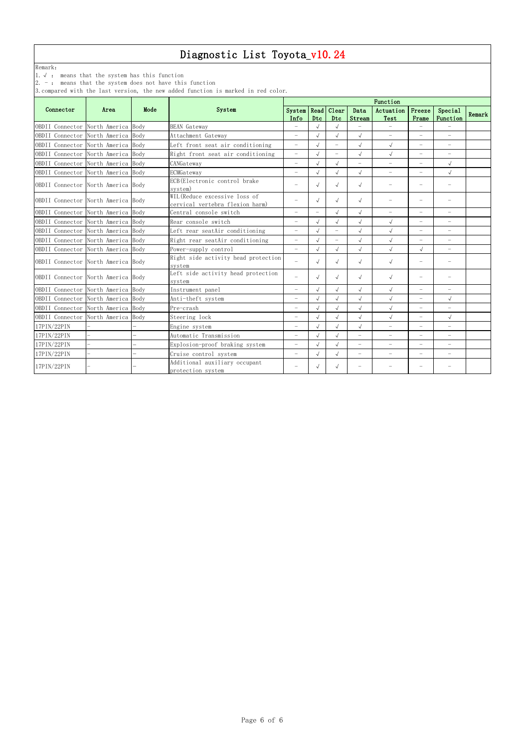# Diagnostic List Toyota_v10.24

Remark:
1. √ : means that the system has this function
2. – : means that the system does not have this function
3. compared with the last version, the new added function is marked in red color.

| Connector | Area | Mode | System | Function | | | | | | | Remark |
|---|---|---|---|---|---|---|---|---|---|---|---|
| | | | | System Info | Read Dtc | Clear Dtc | Data Stream | Actuation Test | Freeze Frame | Special Function | |
| OBDII Connector | North America | Body | BEAN Gateway | – | √ | √ | – | – | – | – | |
| OBDII Connector | North America | Body | Attachment Gateway | – | √ | √ | √ | – | – | – | |
| OBDII Connector | North America | Body | Left front seat air conditioning | – | √ | – | √ | √ | – | – | |
| OBDII Connector | North America | Body | Right front seat air conditioning | – | √ | – | √ | √ | – | – | |
| OBDII Connector | North America | Body | CANGateway | – | √ | √ | – | – | – | √ | |
| OBDII Connector | North America | Body | ECMGateway | – | √ | √ | √ | – | – | √ | |
| OBDII Connector | North America | Body | ECB(Electronic control brake system) | – | √ | √ | √ | – | – | – | |
| OBDII Connector | North America | Body | WIL(Reduce excessive loss of cervical vertebra flexion harm) | – | √ | √ | √ | – | – | – | |
| OBDII Connector | North America | Body | Central console switch | – | – | √ | √ | – | – | – | |
| OBDII Connector | North America | Body | Rear console switch | – | √ | √ | √ | √ | – | – | |
| OBDII Connector | North America | Body | Left rear seatAir conditioning | – | √ | – | √ | √ | – | – | |
| OBDII Connector | North America | Body | Right rear seatAir conditioning | – | √ | – | √ | √ | – | – | |
| OBDII Connector | North America | Body | Power-supply control | – | √ | √ | √ | √ | √ | – | |
| OBDII Connector | North America | Body | Right side activity head protection system | – | √ | √ | √ | √ | – | – | |
| OBDII Connector | North America | Body | Left side activity head protection system | – | √ | √ | √ | √ | – | – | |
| OBDII Connector | North America | Body | Instrument panel | – | √ | √ | √ | √ | – | – | |
| OBDII Connector | North America | Body | Anti-theft system | – | √ | √ | √ | √ | – | √ | |
| OBDII Connector | North America | Body | Pre-crash | – | √ | √ | √ | √ | – | – | |
| OBDII Connector | North America | Body | Steering lock | – | √ | √ | √ | √ | – | √ | |
| 17PIN/22PIN | – | – | Engine system | – | √ | √ | √ | – | – | – | |
| 17PIN/22PIN | – | – | Automatic Transmission | – | √ | √ | – | – | – | – | |
| 17PIN/22PIN | – | – | Explosion-proof braking system | – | √ | √ | – | – | – | – | |
| 17PIN/22PIN | – | – | Cruise control system | – | √ | √ | – | – | – | – | |
| 17PIN/22PIN | – | – | Additional auxiliary occupant protection system | – | √ | √ | – | – | – | – | |